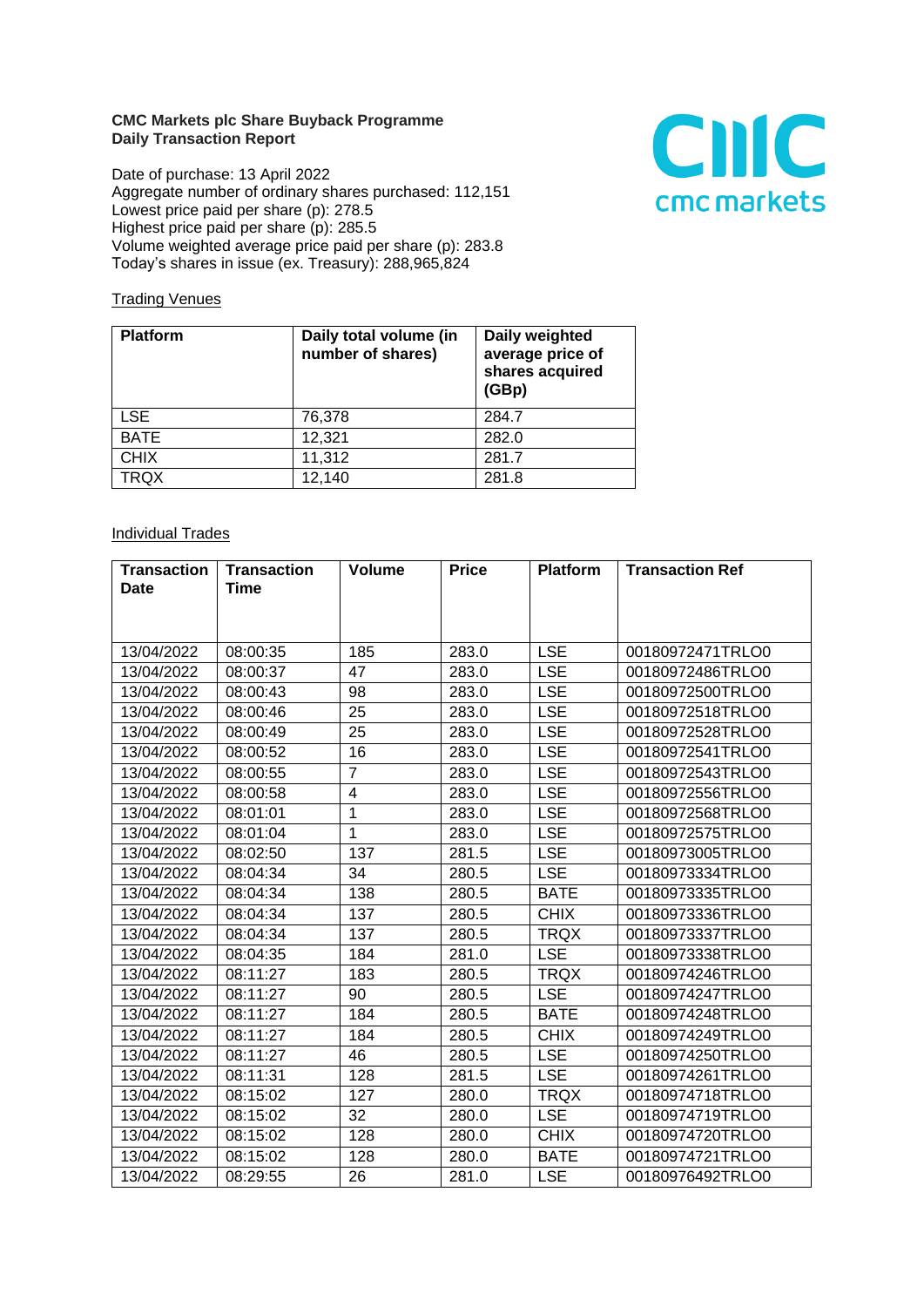**CMC Markets plc Share Buyback Programme**
**Daily Transaction Report**

Date of purchase: 13 April 2022
Aggregate number of ordinary shares purchased: 112,151
Lowest price paid per share (p): 278.5
Highest price paid per share (p): 285.5
Volume weighted average price paid per share (p): 283.8
Today's shares in issue (ex. Treasury): 288,965,824

Trading Venues

| Platform | Daily total volume (in number of shares) | Daily weighted average price of shares acquired (GBp) |
|---|---|---|
| LSE | 76,378 | 284.7 |
| BATE | 12,321 | 282.0 |
| CHIX | 11,312 | 281.7 |
| TRQX | 12,140 | 281.8 |

Individual Trades

| Transaction Date | Transaction Time | Volume | Price | Platform | Transaction Ref |
|---|---|---|---|---|---|
| 13/04/2022 | 08:00:35 | 185 | 283.0 | LSE | 00180972471TRLO0 |
| 13/04/2022 | 08:00:37 | 47 | 283.0 | LSE | 00180972486TRLO0 |
| 13/04/2022 | 08:00:43 | 98 | 283.0 | LSE | 00180972500TRLO0 |
| 13/04/2022 | 08:00:46 | 25 | 283.0 | LSE | 00180972518TRLO0 |
| 13/04/2022 | 08:00:49 | 25 | 283.0 | LSE | 00180972528TRLO0 |
| 13/04/2022 | 08:00:52 | 16 | 283.0 | LSE | 00180972541TRLO0 |
| 13/04/2022 | 08:00:55 | 7 | 283.0 | LSE | 00180972543TRLO0 |
| 13/04/2022 | 08:00:58 | 4 | 283.0 | LSE | 00180972556TRLO0 |
| 13/04/2022 | 08:01:01 | 1 | 283.0 | LSE | 00180972568TRLO0 |
| 13/04/2022 | 08:01:04 | 1 | 283.0 | LSE | 00180972575TRLO0 |
| 13/04/2022 | 08:02:50 | 137 | 281.5 | LSE | 00180973005TRLO0 |
| 13/04/2022 | 08:04:34 | 34 | 280.5 | LSE | 00180973334TRLO0 |
| 13/04/2022 | 08:04:34 | 138 | 280.5 | BATE | 00180973335TRLO0 |
| 13/04/2022 | 08:04:34 | 137 | 280.5 | CHIX | 00180973336TRLO0 |
| 13/04/2022 | 08:04:34 | 137 | 280.5 | TRQX | 00180973337TRLO0 |
| 13/04/2022 | 08:04:35 | 184 | 281.0 | LSE | 00180973338TRLO0 |
| 13/04/2022 | 08:11:27 | 183 | 280.5 | TRQX | 00180974246TRLO0 |
| 13/04/2022 | 08:11:27 | 90 | 280.5 | LSE | 00180974247TRLO0 |
| 13/04/2022 | 08:11:27 | 184 | 280.5 | BATE | 00180974248TRLO0 |
| 13/04/2022 | 08:11:27 | 184 | 280.5 | CHIX | 00180974249TRLO0 |
| 13/04/2022 | 08:11:27 | 46 | 280.5 | LSE | 00180974250TRLO0 |
| 13/04/2022 | 08:11:31 | 128 | 281.5 | LSE | 00180974261TRLO0 |
| 13/04/2022 | 08:15:02 | 127 | 280.0 | TRQX | 00180974718TRLO0 |
| 13/04/2022 | 08:15:02 | 32 | 280.0 | LSE | 00180974719TRLO0 |
| 13/04/2022 | 08:15:02 | 128 | 280.0 | CHIX | 00180974720TRLO0 |
| 13/04/2022 | 08:15:02 | 128 | 280.0 | BATE | 00180974721TRLO0 |
| 13/04/2022 | 08:29:55 | 26 | 281.0 | LSE | 00180976492TRLO0 |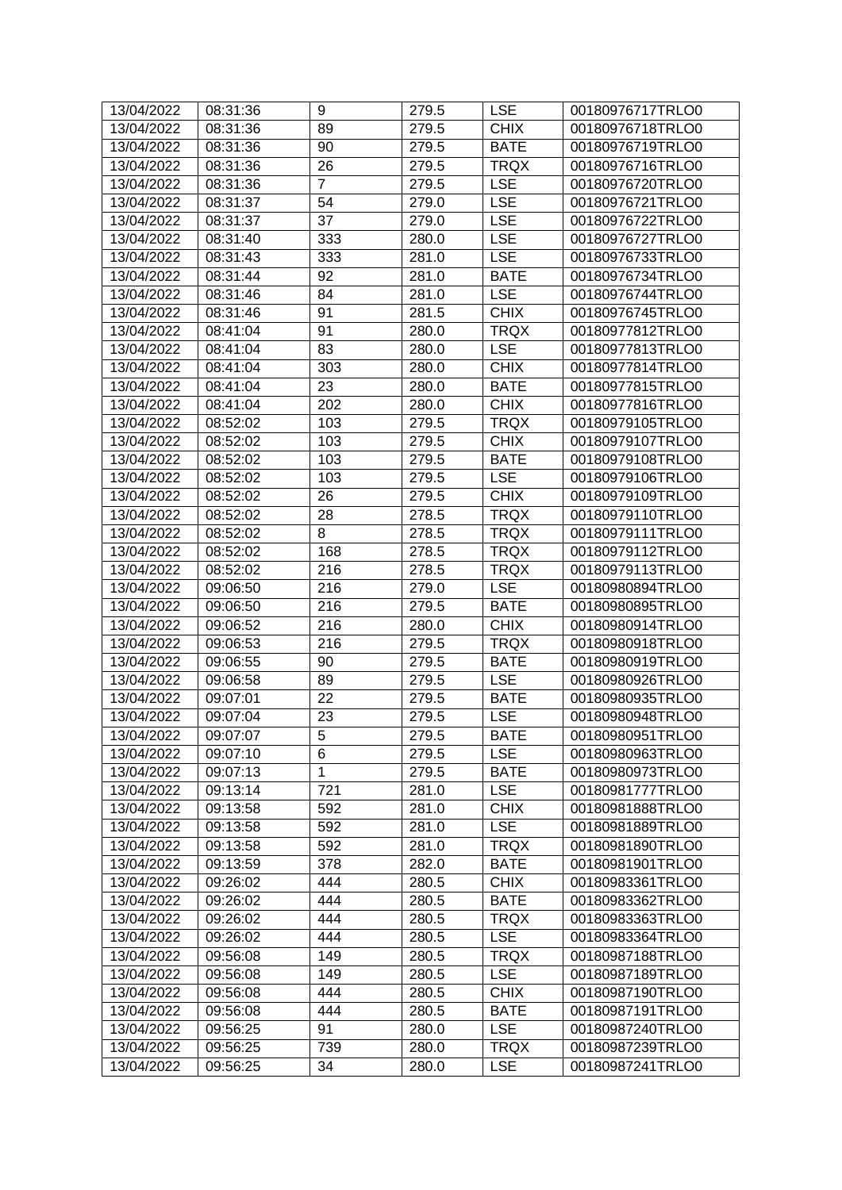| 13/04/2022 | 08:31:36 | 9 | 279.5 | LSE | 00180976717TRLO0 |
|---|---|---|---|---|---|
| 13/04/2022 | 08:31:36 | 89 | 279.5 | CHIX | 00180976718TRLO0 |
| 13/04/2022 | 08:31:36 | 90 | 279.5 | BATE | 00180976719TRLO0 |
| 13/04/2022 | 08:31:36 | 26 | 279.5 | TRQX | 00180976716TRLO0 |
| 13/04/2022 | 08:31:36 | 7 | 279.5 | LSE | 00180976720TRLO0 |
| 13/04/2022 | 08:31:37 | 54 | 279.0 | LSE | 00180976721TRLO0 |
| 13/04/2022 | 08:31:37 | 37 | 279.0 | LSE | 00180976722TRLO0 |
| 13/04/2022 | 08:31:40 | 333 | 280.0 | LSE | 00180976727TRLO0 |
| 13/04/2022 | 08:31:43 | 333 | 281.0 | LSE | 00180976733TRLO0 |
| 13/04/2022 | 08:31:44 | 92 | 281.0 | BATE | 00180976734TRLO0 |
| 13/04/2022 | 08:31:46 | 84 | 281.0 | LSE | 00180976744TRLO0 |
| 13/04/2022 | 08:31:46 | 91 | 281.5 | CHIX | 00180976745TRLO0 |
| 13/04/2022 | 08:41:04 | 91 | 280.0 | TRQX | 00180977812TRLO0 |
| 13/04/2022 | 08:41:04 | 83 | 280.0 | LSE | 00180977813TRLO0 |
| 13/04/2022 | 08:41:04 | 303 | 280.0 | CHIX | 00180977814TRLO0 |
| 13/04/2022 | 08:41:04 | 23 | 280.0 | BATE | 00180977815TRLO0 |
| 13/04/2022 | 08:41:04 | 202 | 280.0 | CHIX | 00180977816TRLO0 |
| 13/04/2022 | 08:52:02 | 103 | 279.5 | TRQX | 00180979105TRLO0 |
| 13/04/2022 | 08:52:02 | 103 | 279.5 | CHIX | 00180979107TRLO0 |
| 13/04/2022 | 08:52:02 | 103 | 279.5 | BATE | 00180979108TRLO0 |
| 13/04/2022 | 08:52:02 | 103 | 279.5 | LSE | 00180979106TRLO0 |
| 13/04/2022 | 08:52:02 | 26 | 279.5 | CHIX | 00180979109TRLO0 |
| 13/04/2022 | 08:52:02 | 28 | 278.5 | TRQX | 00180979110TRLO0 |
| 13/04/2022 | 08:52:02 | 8 | 278.5 | TRQX | 00180979111TRLO0 |
| 13/04/2022 | 08:52:02 | 168 | 278.5 | TRQX | 00180979112TRLO0 |
| 13/04/2022 | 08:52:02 | 216 | 278.5 | TRQX | 00180979113TRLO0 |
| 13/04/2022 | 09:06:50 | 216 | 279.0 | LSE | 00180980894TRLO0 |
| 13/04/2022 | 09:06:50 | 216 | 279.5 | BATE | 00180980895TRLO0 |
| 13/04/2022 | 09:06:52 | 216 | 280.0 | CHIX | 00180980914TRLO0 |
| 13/04/2022 | 09:06:53 | 216 | 279.5 | TRQX | 00180980918TRLO0 |
| 13/04/2022 | 09:06:55 | 90 | 279.5 | BATE | 00180980919TRLO0 |
| 13/04/2022 | 09:06:58 | 89 | 279.5 | LSE | 00180980926TRLO0 |
| 13/04/2022 | 09:07:01 | 22 | 279.5 | BATE | 00180980935TRLO0 |
| 13/04/2022 | 09:07:04 | 23 | 279.5 | LSE | 00180980948TRLO0 |
| 13/04/2022 | 09:07:07 | 5 | 279.5 | BATE | 00180980951TRLO0 |
| 13/04/2022 | 09:07:10 | 6 | 279.5 | LSE | 00180980963TRLO0 |
| 13/04/2022 | 09:07:13 | 1 | 279.5 | BATE | 00180980973TRLO0 |
| 13/04/2022 | 09:13:14 | 721 | 281.0 | LSE | 00180981777TRLO0 |
| 13/04/2022 | 09:13:58 | 592 | 281.0 | CHIX | 00180981888TRLO0 |
| 13/04/2022 | 09:13:58 | 592 | 281.0 | LSE | 00180981889TRLO0 |
| 13/04/2022 | 09:13:58 | 592 | 281.0 | TRQX | 00180981890TRLO0 |
| 13/04/2022 | 09:13:59 | 378 | 282.0 | BATE | 00180981901TRLO0 |
| 13/04/2022 | 09:26:02 | 444 | 280.5 | CHIX | 00180983361TRLO0 |
| 13/04/2022 | 09:26:02 | 444 | 280.5 | BATE | 00180983362TRLO0 |
| 13/04/2022 | 09:26:02 | 444 | 280.5 | TRQX | 00180983363TRLO0 |
| 13/04/2022 | 09:26:02 | 444 | 280.5 | LSE | 00180983364TRLO0 |
| 13/04/2022 | 09:56:08 | 149 | 280.5 | TRQX | 00180987188TRLO0 |
| 13/04/2022 | 09:56:08 | 149 | 280.5 | LSE | 00180987189TRLO0 |
| 13/04/2022 | 09:56:08 | 444 | 280.5 | CHIX | 00180987190TRLO0 |
| 13/04/2022 | 09:56:08 | 444 | 280.5 | BATE | 00180987191TRLO0 |
| 13/04/2022 | 09:56:25 | 91 | 280.0 | LSE | 00180987240TRLO0 |
| 13/04/2022 | 09:56:25 | 739 | 280.0 | TRQX | 00180987239TRLO0 |
| 13/04/2022 | 09:56:25 | 34 | 280.0 | LSE | 00180987241TRLO0 |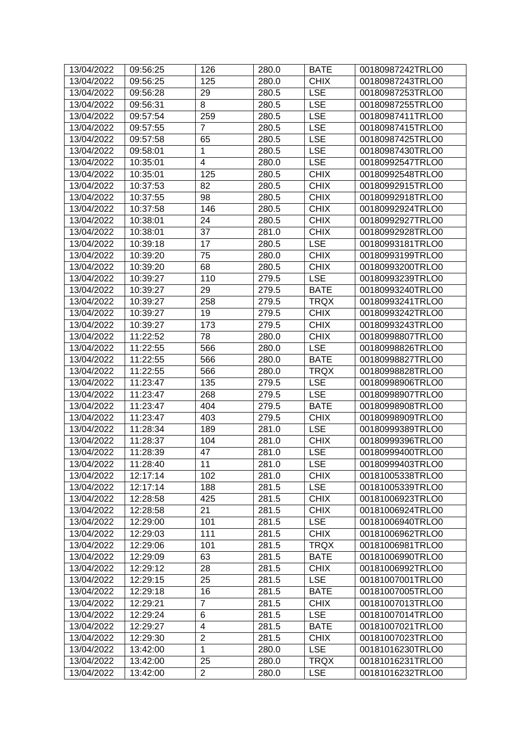| 13/04/2022 | 09:56:25 | 126 | 280.0 | BATE | 00180987242TRLO0 |
|---|---|---|---|---|---|
| 13/04/2022 | 09:56:25 | 125 | 280.0 | CHIX | 00180987243TRLO0 |
| 13/04/2022 | 09:56:28 | 29 | 280.5 | LSE | 00180987253TRLO0 |
| 13/04/2022 | 09:56:31 | 8 | 280.5 | LSE | 00180987255TRLO0 |
| 13/04/2022 | 09:57:54 | 259 | 280.5 | LSE | 00180987411TRLO0 |
| 13/04/2022 | 09:57:55 | 7 | 280.5 | LSE | 00180987415TRLO0 |
| 13/04/2022 | 09:57:58 | 65 | 280.5 | LSE | 00180987425TRLO0 |
| 13/04/2022 | 09:58:01 | 1 | 280.5 | LSE | 00180987430TRLO0 |
| 13/04/2022 | 10:35:01 | 4 | 280.0 | LSE | 00180992547TRLO0 |
| 13/04/2022 | 10:35:01 | 125 | 280.5 | CHIX | 00180992548TRLO0 |
| 13/04/2022 | 10:37:53 | 82 | 280.5 | CHIX | 00180992915TRLO0 |
| 13/04/2022 | 10:37:55 | 98 | 280.5 | CHIX | 00180992918TRLO0 |
| 13/04/2022 | 10:37:58 | 146 | 280.5 | CHIX | 00180992924TRLO0 |
| 13/04/2022 | 10:38:01 | 24 | 280.5 | CHIX | 00180992927TRLO0 |
| 13/04/2022 | 10:38:01 | 37 | 281.0 | CHIX | 00180992928TRLO0 |
| 13/04/2022 | 10:39:18 | 17 | 280.5 | LSE | 00180993181TRLO0 |
| 13/04/2022 | 10:39:20 | 75 | 280.0 | CHIX | 00180993199TRLO0 |
| 13/04/2022 | 10:39:20 | 68 | 280.5 | CHIX | 00180993200TRLO0 |
| 13/04/2022 | 10:39:27 | 110 | 279.5 | LSE | 00180993239TRLO0 |
| 13/04/2022 | 10:39:27 | 29 | 279.5 | BATE | 00180993240TRLO0 |
| 13/04/2022 | 10:39:27 | 258 | 279.5 | TRQX | 00180993241TRLO0 |
| 13/04/2022 | 10:39:27 | 19 | 279.5 | CHIX | 00180993242TRLO0 |
| 13/04/2022 | 10:39:27 | 173 | 279.5 | CHIX | 00180993243TRLO0 |
| 13/04/2022 | 11:22:52 | 78 | 280.0 | CHIX | 00180998807TRLO0 |
| 13/04/2022 | 11:22:55 | 566 | 280.0 | LSE | 00180998826TRLO0 |
| 13/04/2022 | 11:22:55 | 566 | 280.0 | BATE | 00180998827TRLO0 |
| 13/04/2022 | 11:22:55 | 566 | 280.0 | TRQX | 00180998828TRLO0 |
| 13/04/2022 | 11:23:47 | 135 | 279.5 | LSE | 00180998906TRLO0 |
| 13/04/2022 | 11:23:47 | 268 | 279.5 | LSE | 00180998907TRLO0 |
| 13/04/2022 | 11:23:47 | 404 | 279.5 | BATE | 00180998908TRLO0 |
| 13/04/2022 | 11:23:47 | 403 | 279.5 | CHIX | 00180998909TRLO0 |
| 13/04/2022 | 11:28:34 | 189 | 281.0 | LSE | 00180999389TRLO0 |
| 13/04/2022 | 11:28:37 | 104 | 281.0 | CHIX | 00180999396TRLO0 |
| 13/04/2022 | 11:28:39 | 47 | 281.0 | LSE | 00180999400TRLO0 |
| 13/04/2022 | 11:28:40 | 11 | 281.0 | LSE | 00180999403TRLO0 |
| 13/04/2022 | 12:17:14 | 102 | 281.0 | CHIX | 00181005338TRLO0 |
| 13/04/2022 | 12:17:14 | 188 | 281.5 | LSE | 00181005339TRLO0 |
| 13/04/2022 | 12:28:58 | 425 | 281.5 | CHIX | 00181006923TRLO0 |
| 13/04/2022 | 12:28:58 | 21 | 281.5 | CHIX | 00181006924TRLO0 |
| 13/04/2022 | 12:29:00 | 101 | 281.5 | LSE | 00181006940TRLO0 |
| 13/04/2022 | 12:29:03 | 111 | 281.5 | CHIX | 00181006962TRLO0 |
| 13/04/2022 | 12:29:06 | 101 | 281.5 | TRQX | 00181006981TRLO0 |
| 13/04/2022 | 12:29:09 | 63 | 281.5 | BATE | 00181006990TRLO0 |
| 13/04/2022 | 12:29:12 | 28 | 281.5 | CHIX | 00181006992TRLO0 |
| 13/04/2022 | 12:29:15 | 25 | 281.5 | LSE | 00181007001TRLO0 |
| 13/04/2022 | 12:29:18 | 16 | 281.5 | BATE | 00181007005TRLO0 |
| 13/04/2022 | 12:29:21 | 7 | 281.5 | CHIX | 00181007013TRLO0 |
| 13/04/2022 | 12:29:24 | 6 | 281.5 | LSE | 00181007014TRLO0 |
| 13/04/2022 | 12:29:27 | 4 | 281.5 | BATE | 00181007021TRLO0 |
| 13/04/2022 | 12:29:30 | 2 | 281.5 | CHIX | 00181007023TRLO0 |
| 13/04/2022 | 13:42:00 | 1 | 280.0 | LSE | 00181016230TRLO0 |
| 13/04/2022 | 13:42:00 | 25 | 280.0 | TRQX | 00181016231TRLO0 |
| 13/04/2022 | 13:42:00 | 2 | 280.0 | LSE | 00181016232TRLO0 |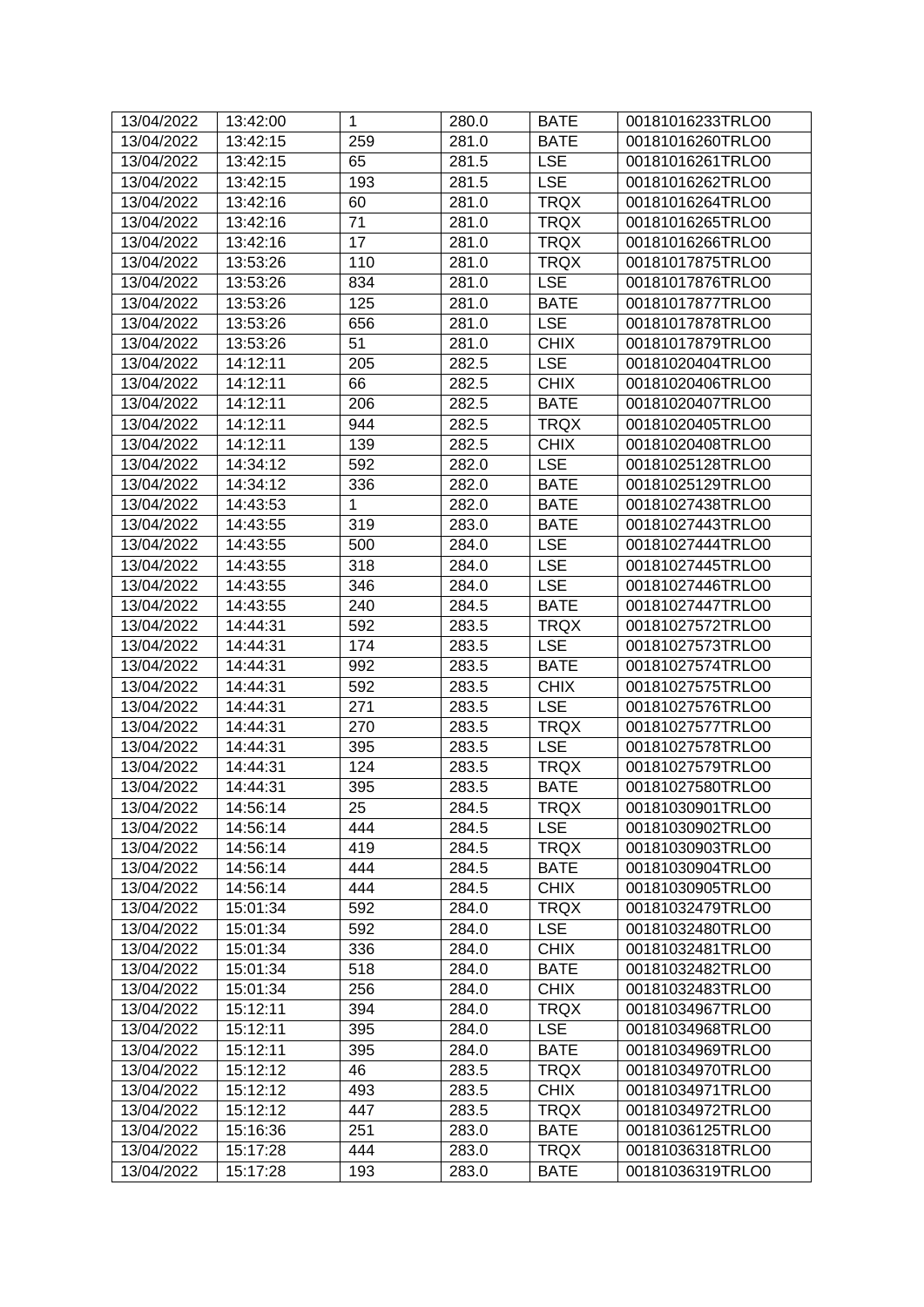| 13/04/2022 | 13:42:00 | 1 | 280.0 | BATE | 00181016233TRLO0 |
|---|---|---|---|---|---|
| 13/04/2022 | 13:42:15 | 259 | 281.0 | BATE | 00181016260TRLO0 |
| 13/04/2022 | 13:42:15 | 65 | 281.5 | LSE | 00181016261TRLO0 |
| 13/04/2022 | 13:42:15 | 193 | 281.5 | LSE | 00181016262TRLO0 |
| 13/04/2022 | 13:42:16 | 60 | 281.0 | TRQX | 00181016264TRLO0 |
| 13/04/2022 | 13:42:16 | 71 | 281.0 | TRQX | 00181016265TRLO0 |
| 13/04/2022 | 13:42:16 | 17 | 281.0 | TRQX | 00181016266TRLO0 |
| 13/04/2022 | 13:53:26 | 110 | 281.0 | TRQX | 00181017875TRLO0 |
| 13/04/2022 | 13:53:26 | 834 | 281.0 | LSE | 00181017876TRLO0 |
| 13/04/2022 | 13:53:26 | 125 | 281.0 | BATE | 00181017877TRLO0 |
| 13/04/2022 | 13:53:26 | 656 | 281.0 | LSE | 00181017878TRLO0 |
| 13/04/2022 | 13:53:26 | 51 | 281.0 | CHIX | 00181017879TRLO0 |
| 13/04/2022 | 14:12:11 | 205 | 282.5 | LSE | 00181020404TRLO0 |
| 13/04/2022 | 14:12:11 | 66 | 282.5 | CHIX | 00181020406TRLO0 |
| 13/04/2022 | 14:12:11 | 206 | 282.5 | BATE | 00181020407TRLO0 |
| 13/04/2022 | 14:12:11 | 944 | 282.5 | TRQX | 00181020405TRLO0 |
| 13/04/2022 | 14:12:11 | 139 | 282.5 | CHIX | 00181020408TRLO0 |
| 13/04/2022 | 14:34:12 | 592 | 282.0 | LSE | 00181025128TRLO0 |
| 13/04/2022 | 14:34:12 | 336 | 282.0 | BATE | 00181025129TRLO0 |
| 13/04/2022 | 14:43:53 | 1 | 282.0 | BATE | 00181027438TRLO0 |
| 13/04/2022 | 14:43:55 | 319 | 283.0 | BATE | 00181027443TRLO0 |
| 13/04/2022 | 14:43:55 | 500 | 284.0 | LSE | 00181027444TRLO0 |
| 13/04/2022 | 14:43:55 | 318 | 284.0 | LSE | 00181027445TRLO0 |
| 13/04/2022 | 14:43:55 | 346 | 284.0 | LSE | 00181027446TRLO0 |
| 13/04/2022 | 14:43:55 | 240 | 284.5 | BATE | 00181027447TRLO0 |
| 13/04/2022 | 14:44:31 | 592 | 283.5 | TRQX | 00181027572TRLO0 |
| 13/04/2022 | 14:44:31 | 174 | 283.5 | LSE | 00181027573TRLO0 |
| 13/04/2022 | 14:44:31 | 992 | 283.5 | BATE | 00181027574TRLO0 |
| 13/04/2022 | 14:44:31 | 592 | 283.5 | CHIX | 00181027575TRLO0 |
| 13/04/2022 | 14:44:31 | 271 | 283.5 | LSE | 00181027576TRLO0 |
| 13/04/2022 | 14:44:31 | 270 | 283.5 | TRQX | 00181027577TRLO0 |
| 13/04/2022 | 14:44:31 | 395 | 283.5 | LSE | 00181027578TRLO0 |
| 13/04/2022 | 14:44:31 | 124 | 283.5 | TRQX | 00181027579TRLO0 |
| 13/04/2022 | 14:44:31 | 395 | 283.5 | BATE | 00181027580TRLO0 |
| 13/04/2022 | 14:56:14 | 25 | 284.5 | TRQX | 00181030901TRLO0 |
| 13/04/2022 | 14:56:14 | 444 | 284.5 | LSE | 00181030902TRLO0 |
| 13/04/2022 | 14:56:14 | 419 | 284.5 | TRQX | 00181030903TRLO0 |
| 13/04/2022 | 14:56:14 | 444 | 284.5 | BATE | 00181030904TRLO0 |
| 13/04/2022 | 14:56:14 | 444 | 284.5 | CHIX | 00181030905TRLO0 |
| 13/04/2022 | 15:01:34 | 592 | 284.0 | TRQX | 00181032479TRLO0 |
| 13/04/2022 | 15:01:34 | 592 | 284.0 | LSE | 00181032480TRLO0 |
| 13/04/2022 | 15:01:34 | 336 | 284.0 | CHIX | 00181032481TRLO0 |
| 13/04/2022 | 15:01:34 | 518 | 284.0 | BATE | 00181032482TRLO0 |
| 13/04/2022 | 15:01:34 | 256 | 284.0 | CHIX | 00181032483TRLO0 |
| 13/04/2022 | 15:12:11 | 394 | 284.0 | TRQX | 00181034967TRLO0 |
| 13/04/2022 | 15:12:11 | 395 | 284.0 | LSE | 00181034968TRLO0 |
| 13/04/2022 | 15:12:11 | 395 | 284.0 | BATE | 00181034969TRLO0 |
| 13/04/2022 | 15:12:12 | 46 | 283.5 | TRQX | 00181034970TRLO0 |
| 13/04/2022 | 15:12:12 | 493 | 283.5 | CHIX | 00181034971TRLO0 |
| 13/04/2022 | 15:12:12 | 447 | 283.5 | TRQX | 00181034972TRLO0 |
| 13/04/2022 | 15:16:36 | 251 | 283.0 | BATE | 00181036125TRLO0 |
| 13/04/2022 | 15:17:28 | 444 | 283.0 | TRQX | 00181036318TRLO0 |
| 13/04/2022 | 15:17:28 | 193 | 283.0 | BATE | 00181036319TRLO0 |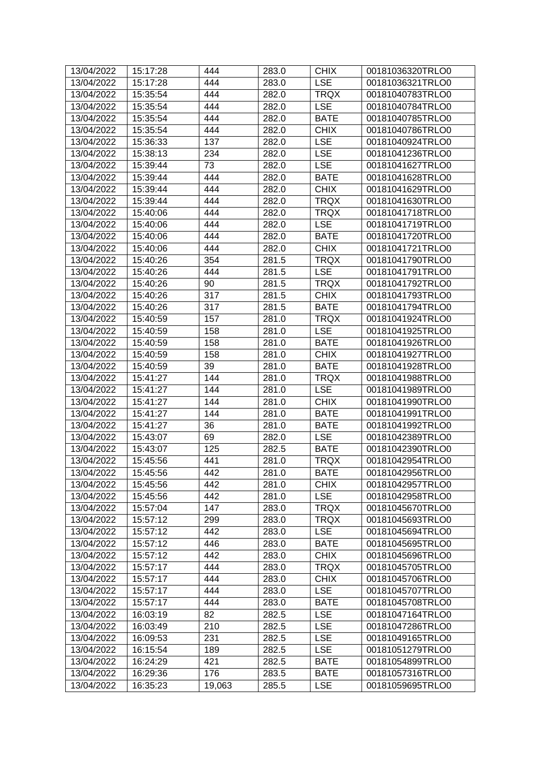| 13/04/2022 | 15:17:28 | 444 | 283.0 | CHIX | 00181036320TRLO0 |
|---|---|---|---|---|---|
| 13/04/2022 | 15:17:28 | 444 | 283.0 | LSE | 00181036321TRLO0 |
| 13/04/2022 | 15:35:54 | 444 | 282.0 | TRQX | 00181040783TRLO0 |
| 13/04/2022 | 15:35:54 | 444 | 282.0 | LSE | 00181040784TRLO0 |
| 13/04/2022 | 15:35:54 | 444 | 282.0 | BATE | 00181040785TRLO0 |
| 13/04/2022 | 15:35:54 | 444 | 282.0 | CHIX | 00181040786TRLO0 |
| 13/04/2022 | 15:36:33 | 137 | 282.0 | LSE | 00181040924TRLO0 |
| 13/04/2022 | 15:38:13 | 234 | 282.0 | LSE | 00181041236TRLO0 |
| 13/04/2022 | 15:39:44 | 73 | 282.0 | LSE | 00181041627TRLO0 |
| 13/04/2022 | 15:39:44 | 444 | 282.0 | BATE | 00181041628TRLO0 |
| 13/04/2022 | 15:39:44 | 444 | 282.0 | CHIX | 00181041629TRLO0 |
| 13/04/2022 | 15:39:44 | 444 | 282.0 | TRQX | 00181041630TRLO0 |
| 13/04/2022 | 15:40:06 | 444 | 282.0 | TRQX | 00181041718TRLO0 |
| 13/04/2022 | 15:40:06 | 444 | 282.0 | LSE | 00181041719TRLO0 |
| 13/04/2022 | 15:40:06 | 444 | 282.0 | BATE | 00181041720TRLO0 |
| 13/04/2022 | 15:40:06 | 444 | 282.0 | CHIX | 00181041721TRLO0 |
| 13/04/2022 | 15:40:26 | 354 | 281.5 | TRQX | 00181041790TRLO0 |
| 13/04/2022 | 15:40:26 | 444 | 281.5 | LSE | 00181041791TRLO0 |
| 13/04/2022 | 15:40:26 | 90 | 281.5 | TRQX | 00181041792TRLO0 |
| 13/04/2022 | 15:40:26 | 317 | 281.5 | CHIX | 00181041793TRLO0 |
| 13/04/2022 | 15:40:26 | 317 | 281.5 | BATE | 00181041794TRLO0 |
| 13/04/2022 | 15:40:59 | 157 | 281.0 | TRQX | 00181041924TRLO0 |
| 13/04/2022 | 15:40:59 | 158 | 281.0 | LSE | 00181041925TRLO0 |
| 13/04/2022 | 15:40:59 | 158 | 281.0 | BATE | 00181041926TRLO0 |
| 13/04/2022 | 15:40:59 | 158 | 281.0 | CHIX | 00181041927TRLO0 |
| 13/04/2022 | 15:40:59 | 39 | 281.0 | BATE | 00181041928TRLO0 |
| 13/04/2022 | 15:41:27 | 144 | 281.0 | TRQX | 00181041988TRLO0 |
| 13/04/2022 | 15:41:27 | 144 | 281.0 | LSE | 00181041989TRLO0 |
| 13/04/2022 | 15:41:27 | 144 | 281.0 | CHIX | 00181041990TRLO0 |
| 13/04/2022 | 15:41:27 | 144 | 281.0 | BATE | 00181041991TRLO0 |
| 13/04/2022 | 15:41:27 | 36 | 281.0 | BATE | 00181041992TRLO0 |
| 13/04/2022 | 15:43:07 | 69 | 282.0 | LSE | 00181042389TRLO0 |
| 13/04/2022 | 15:43:07 | 125 | 282.5 | BATE | 00181042390TRLO0 |
| 13/04/2022 | 15:45:56 | 441 | 281.0 | TRQX | 00181042954TRLO0 |
| 13/04/2022 | 15:45:56 | 442 | 281.0 | BATE | 00181042956TRLO0 |
| 13/04/2022 | 15:45:56 | 442 | 281.0 | CHIX | 00181042957TRLO0 |
| 13/04/2022 | 15:45:56 | 442 | 281.0 | LSE | 00181042958TRLO0 |
| 13/04/2022 | 15:57:04 | 147 | 283.0 | TRQX | 00181045670TRLO0 |
| 13/04/2022 | 15:57:12 | 299 | 283.0 | TRQX | 00181045693TRLO0 |
| 13/04/2022 | 15:57:12 | 442 | 283.0 | LSE | 00181045694TRLO0 |
| 13/04/2022 | 15:57:12 | 446 | 283.0 | BATE | 00181045695TRLO0 |
| 13/04/2022 | 15:57:12 | 442 | 283.0 | CHIX | 00181045696TRLO0 |
| 13/04/2022 | 15:57:17 | 444 | 283.0 | TRQX | 00181045705TRLO0 |
| 13/04/2022 | 15:57:17 | 444 | 283.0 | CHIX | 00181045706TRLO0 |
| 13/04/2022 | 15:57:17 | 444 | 283.0 | LSE | 00181045707TRLO0 |
| 13/04/2022 | 15:57:17 | 444 | 283.0 | BATE | 00181045708TRLO0 |
| 13/04/2022 | 16:03:19 | 82 | 282.5 | LSE | 00181047164TRLO0 |
| 13/04/2022 | 16:03:49 | 210 | 282.5 | LSE | 00181047286TRLO0 |
| 13/04/2022 | 16:09:53 | 231 | 282.5 | LSE | 00181049165TRLO0 |
| 13/04/2022 | 16:15:54 | 189 | 282.5 | LSE | 00181051279TRLO0 |
| 13/04/2022 | 16:24:29 | 421 | 282.5 | BATE | 00181054899TRLO0 |
| 13/04/2022 | 16:29:36 | 176 | 283.5 | BATE | 00181057316TRLO0 |
| 13/04/2022 | 16:35:23 | 19,063 | 285.5 | LSE | 00181059695TRLO0 |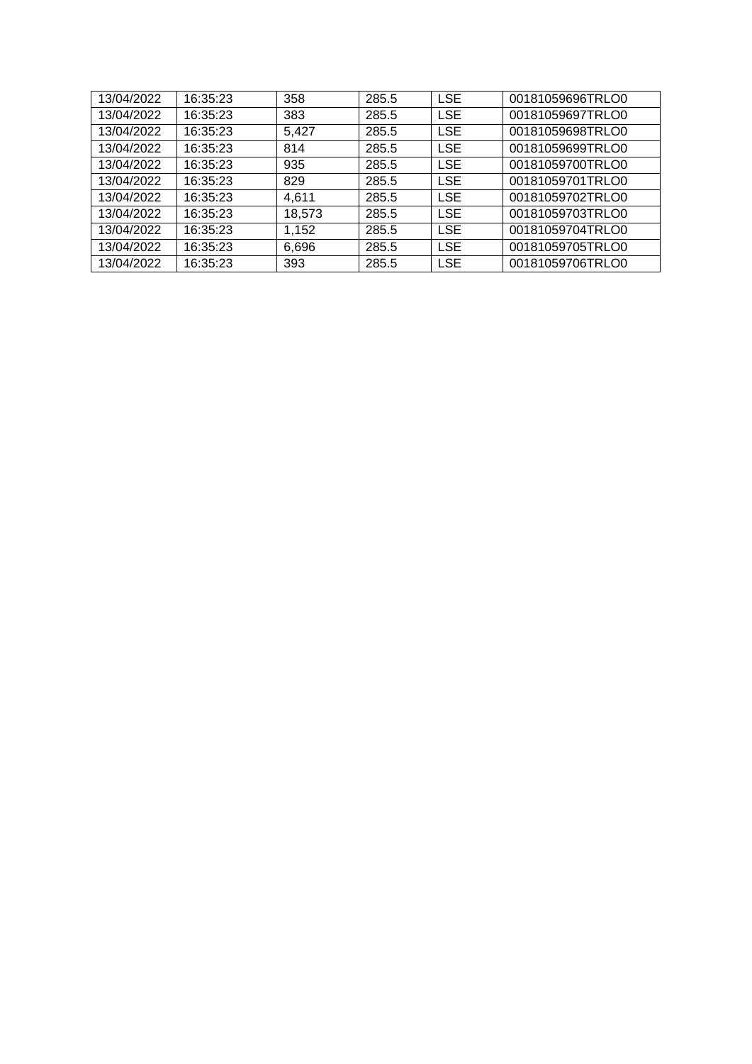| | | | | | |
|---|---|---|---|---|---|
| 13/04/2022 | 16:35:23 | 358 | 285.5 | LSE | 00181059696TRLO0 |
| 13/04/2022 | 16:35:23 | 383 | 285.5 | LSE | 00181059697TRLO0 |
| 13/04/2022 | 16:35:23 | 5,427 | 285.5 | LSE | 00181059698TRLO0 |
| 13/04/2022 | 16:35:23 | 814 | 285.5 | LSE | 00181059699TRLO0 |
| 13/04/2022 | 16:35:23 | 935 | 285.5 | LSE | 00181059700TRLO0 |
| 13/04/2022 | 16:35:23 | 829 | 285.5 | LSE | 00181059701TRLO0 |
| 13/04/2022 | 16:35:23 | 4,611 | 285.5 | LSE | 00181059702TRLO0 |
| 13/04/2022 | 16:35:23 | 18,573 | 285.5 | LSE | 00181059703TRLO0 |
| 13/04/2022 | 16:35:23 | 1,152 | 285.5 | LSE | 00181059704TRLO0 |
| 13/04/2022 | 16:35:23 | 6,696 | 285.5 | LSE | 00181059705TRLO0 |
| 13/04/2022 | 16:35:23 | 393 | 285.5 | LSE | 00181059706TRLO0 |